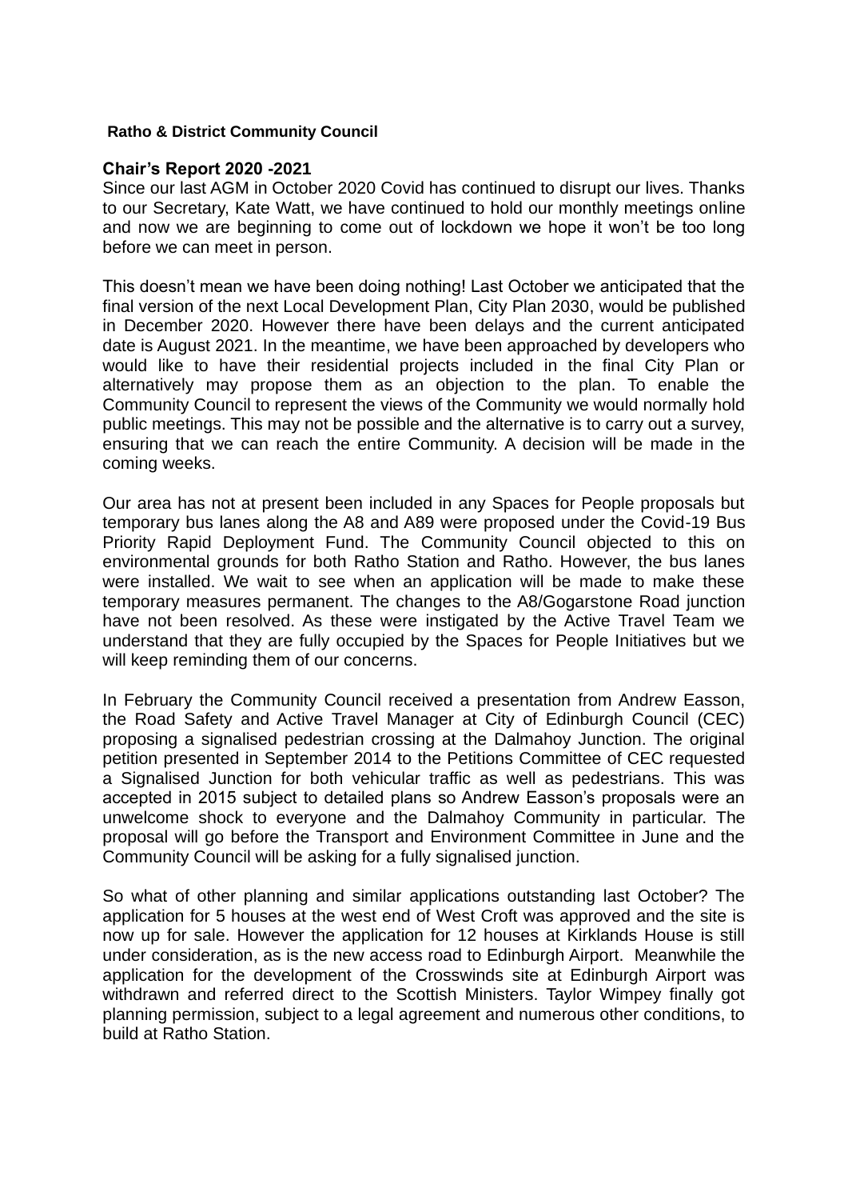**Ratho & District Community Council**

## Chair's Report 2020 -2021

Since our last AGM in October 2020 Covid has continued to disrupt our lives. Thanks to our Secretary, Kate Watt, we have continued to hold our monthly meetings online and now we are beginning to come out of lockdown we hope it won't be too long before we can meet in person.

This doesn't mean we have been doing nothing! Last October we anticipated that the final version of the next Local Development Plan, City Plan 2030, would be published in December 2020. However there have been delays and the current anticipated date is August 2021. In the meantime, we have been approached by developers who would like to have their residential projects included in the final City Plan or alternatively may propose them as an objection to the plan. To enable the Community Council to represent the views of the Community we would normally hold public meetings. This may not be possible and the alternative is to carry out a survey, ensuring that we can reach the entire Community. A decision will be made in the coming weeks.

Our area has not at present been included in any Spaces for People proposals but temporary bus lanes along the A8 and A89 were proposed under the Covid-19 Bus Priority Rapid Deployment Fund. The Community Council objected to this on environmental grounds for both Ratho Station and Ratho. However, the bus lanes were installed. We wait to see when an application will be made to make these temporary measures permanent. The changes to the A8/Gogarstone Road junction have not been resolved. As these were instigated by the Active Travel Team we understand that they are fully occupied by the Spaces for People Initiatives but we will keep reminding them of our concerns.

In February the Community Council received a presentation from Andrew Easson, the Road Safety and Active Travel Manager at City of Edinburgh Council (CEC) proposing a signalised pedestrian crossing at the Dalmahoy Junction. The original petition presented in September 2014 to the Petitions Committee of CEC requested a Signalised Junction for both vehicular traffic as well as pedestrians. This was accepted in 2015 subject to detailed plans so Andrew Easson's proposals were an unwelcome shock to everyone and the Dalmahoy Community in particular. The proposal will go before the Transport and Environment Committee in June and the Community Council will be asking for a fully signalised junction.

So what of other planning and similar applications outstanding last October? The application for 5 houses at the west end of West Croft was approved and the site is now up for sale. However the application for 12 houses at Kirklands House is still under consideration, as is the new access road to Edinburgh Airport. Meanwhile the application for the development of the Crosswinds site at Edinburgh Airport was withdrawn and referred direct to the Scottish Ministers. Taylor Wimpey finally got planning permission, subject to a legal agreement and numerous other conditions, to build at Ratho Station.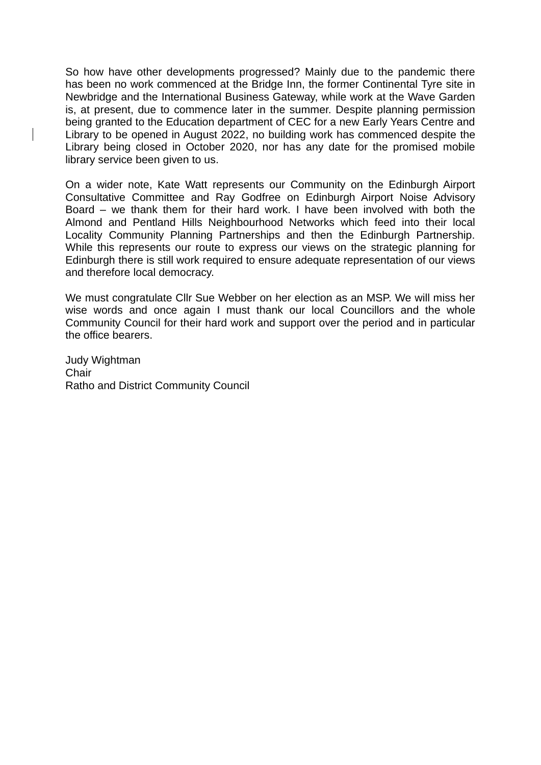So how have other developments progressed? Mainly due to the pandemic there has been no work commenced at the Bridge Inn, the former Continental Tyre site in Newbridge and the International Business Gateway, while work at the Wave Garden is, at present, due to commence later in the summer. Despite planning permission being granted to the Education department of CEC for a new Early Years Centre and Library to be opened in August 2022, no building work has commenced despite the Library being closed in October 2020, nor has any date for the promised mobile library service been given to us.

On a wider note, Kate Watt represents our Community on the Edinburgh Airport Consultative Committee and Ray Godfree on Edinburgh Airport Noise Advisory Board – we thank them for their hard work. I have been involved with both the Almond and Pentland Hills Neighbourhood Networks which feed into their local Locality Community Planning Partnerships and then the Edinburgh Partnership. While this represents our route to express our views on the strategic planning for Edinburgh there is still work required to ensure adequate representation of our views and therefore local democracy.

We must congratulate Cllr Sue Webber on her election as an MSP. We will miss her wise words and once again I must thank our local Councillors and the whole Community Council for their hard work and support over the period and in particular the office bearers.

Judy Wightman
Chair
Ratho and District Community Council